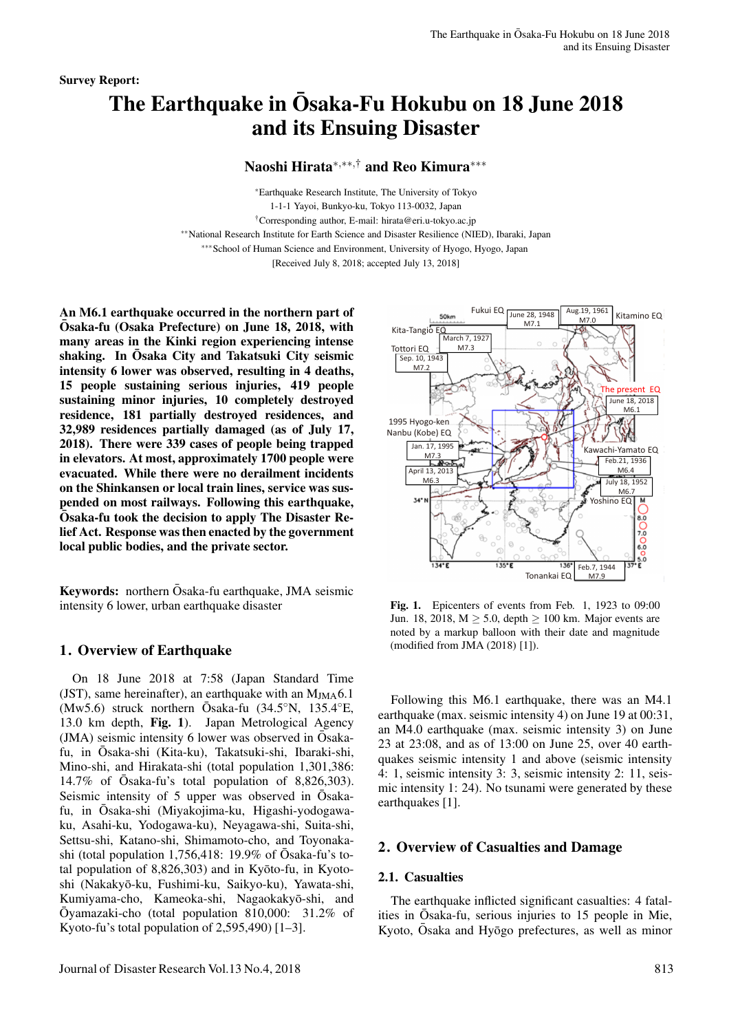Survey Report:

# The Earthquake in Ōsaka-Fu Hokubu on 18 June 2018 and its Ensuing Disaster

**Naoshi Hirata**[*,**,†] **and Reo Kimura**[***]

[*]Earthquake Research Institute, The University of Tokyo
1-1-1 Yayoi, Bunkyo-ku, Tokyo 113-0032, Japan
[†]Corresponding author, E-mail: hirata@eri.u-tokyo.ac.jp
[**]National Research Institute for Earth Science and Disaster Resilience (NIED), Ibaraki, Japan
[***]School of Human Science and Environment, University of Hyogo, Hyogo, Japan
[Received July 8, 2018; accepted July 13, 2018]

**An M6.1 earthquake occurred in the northern part of Ōsaka-fu (Osaka Prefecture) on June 18, 2018, with many areas in the Kinki region experiencing intense shaking. In Ōsaka City and Takatsuki City seismic intensity 6 lower was observed, resulting in 4 deaths, 15 people sustaining serious injuries, 419 people sustaining minor injuries, 10 completely destroyed residence, 181 partially destroyed residences, and 32,989 residences partially damaged (as of July 17, 2018). There were 339 cases of people being trapped in elevators. At most, approximately 1700 people were evacuated. While there were no derailment incidents on the Shinkansen or local train lines, service was suspended on most railways. Following this earthquake, Ōsaka-fu took the decision to apply The Disaster Relief Act. Response was then enacted by the government local public bodies, and the private sector.**

**Keywords:** northern Ōsaka-fu earthquake, JMA seismic intensity 6 lower, urban earthquake disaster

## 1. Overview of Earthquake

On 18 June 2018 at 7:58 (Japan Standard Time (JST), same hereinafter), an earthquake with an $M_{JMA}6.1$ (Mw5.6) struck northern Ōsaka-fu (34.5°N, 135.4°E, 13.0 km depth, **Fig. 1**). Japan Metrological Agency (JMA) seismic intensity 6 lower was observed in Ōsaka-fu, in Ōsaka-shi (Kita-ku), Takatsuki-shi, Ibaraki-shi, Mino-shi, and Hirakata-shi (total population 1,301,386: 14.7% of Ōsaka-fu's total population of 8,826,303). Seismic intensity of 5 upper was observed in Ōsaka-fu, in Ōsaka-shi (Miyakojima-ku, Higashi-yodogawa-ku, Asahi-ku, Yodogawa-ku), Neyagawa-shi, Suita-shi, Settsu-shi, Katano-shi, Shimamoto-cho, and Toyonaka-shi (total population 1,756,418: 19.9% of Ōsaka-fu's total population of 8,826,303) and in Kyōto-fu, in Kyoto-shi (Nakakyō-ku, Fushimi-ku, Saikyo-ku), Yawata-shi, Kumiyama-cho, Kameoka-shi, Nagaokakyō-shi, and Ōyamazaki-cho (total population 810,000: 31.2% of Kyoto-fu's total population of 2,595,490) [1–3].

**Fig. 1.** Epicenters of events from Feb. 1, 1923 to 09:00 Jun. 18, 2018, M ≥ 5.0, depth ≥ 100 km. Major events are noted by a markup balloon with their date and magnitude (modified from JMA (2018) [1]).

Following this M6.1 earthquake, there was an M4.1 earthquake (max. seismic intensity 4) on June 19 at 00:31, an M4.0 earthquake (max. seismic intensity 3) on June 23 at 23:08, and as of 13:00 on June 25, over 40 earthquakes seismic intensity 1 and above (seismic intensity 4: 1, seismic intensity 3: 3, seismic intensity 2: 11, seismic intensity 1: 24). No tsunami were generated by these earthquakes [1].

## 2. Overview of Casualties and Damage

### 2.1. Casualties

The earthquake inflicted significant casualties: 4 fatalities in Ōsaka-fu, serious injuries to 15 people in Mie, Kyoto, Ōsaka and Hyōgo prefectures, as well as minor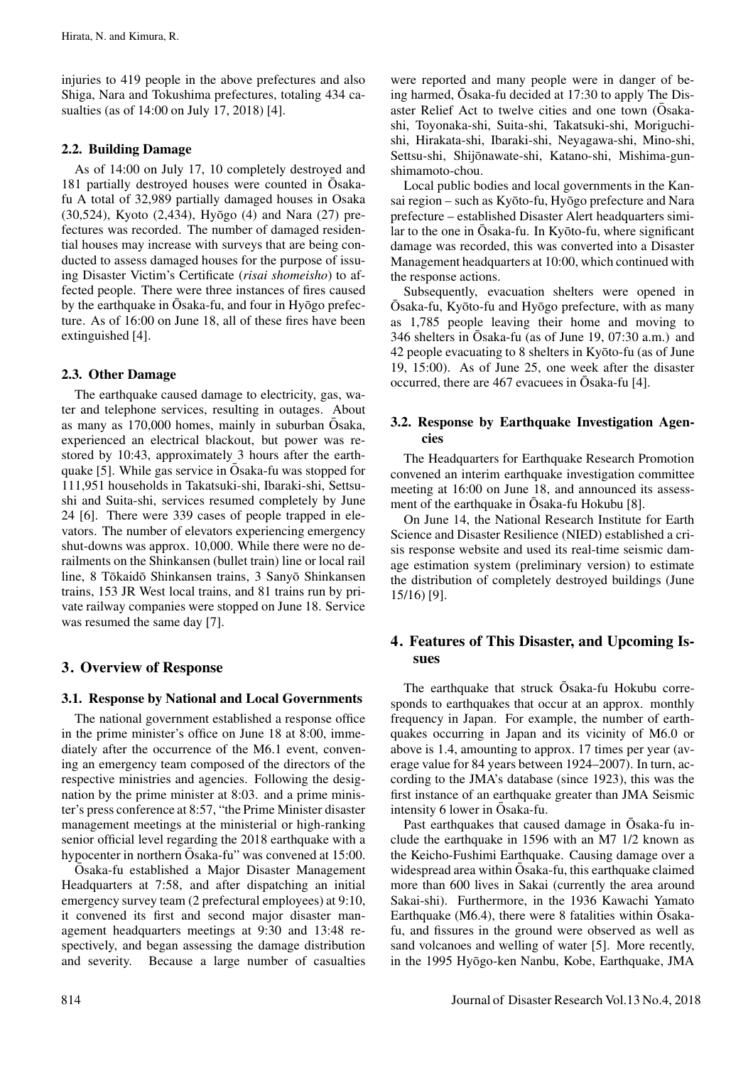injuries to 419 people in the above prefectures and also Shiga, Nara and Tokushima prefectures, totaling 434 casualties (as of 14:00 on July 17, 2018) [4].

### 2.2. Building Damage

As of 14:00 on July 17, 10 completely destroyed and 181 partially destroyed houses were counted in Ōsaka-fu A total of 32,989 partially damaged houses in Osaka (30,524), Kyoto (2,434), Hyōgo (4) and Nara (27) prefectures was recorded. The number of damaged residential houses may increase with surveys that are being conducted to assess damaged houses for the purpose of issuing Disaster Victim's Certificate (*risai shomeisho*) to affected people. There were three instances of fires caused by the earthquake in Ōsaka-fu, and four in Hyōgo prefecture. As of 16:00 on June 18, all of these fires have been extinguished [4].

### 2.3. Other Damage

The earthquake caused damage to electricity, gas, water and telephone services, resulting in outages. About as many as 170,000 homes, mainly in suburban Ōsaka, experienced an electrical blackout, but power was restored by 10:43, approximately 3 hours after the earthquake [5]. While gas service in Ōsaka-fu was stopped for 111,951 households in Takatsuki-shi, Ibaraki-shi, Settsu-shi and Suita-shi, services resumed completely by June 24 [6]. There were 339 cases of people trapped in elevators. The number of elevators experiencing emergency shut-downs was approx. 10,000. While there were no derailments on the Shinkansen (bullet train) line or local rail line, 8 Tōkaidō Shinkansen trains, 3 Sanyō Shinkansen trains, 153 JR West local trains, and 81 trains run by private railway companies were stopped on June 18. Service was resumed the same day [7].

## 3. Overview of Response

### 3.1. Response by National and Local Governments

The national government established a response office in the prime minister's office on June 18 at 8:00, immediately after the occurrence of the M6.1 event, convening an emergency team composed of the directors of the respective ministries and agencies. Following the designation by the prime minister at 8:03. and a prime minister's press conference at 8:57, "the Prime Minister disaster management meetings at the ministerial or high-ranking senior official level regarding the 2018 earthquake with a hypocenter in northern Ōsaka-fu" was convened at 15:00.

Ōsaka-fu established a Major Disaster Management Headquarters at 7:58, and after dispatching an initial emergency survey team (2 prefectural employees) at 9:10, it convened its first and second major disaster management headquarters meetings at 9:30 and 13:48 respectively, and began assessing the damage distribution and severity. Because a large number of casualties were reported and many people were in danger of being harmed, Ōsaka-fu decided at 17:30 to apply The Disaster Relief Act to twelve cities and one town (Ōsaka-shi, Toyonaka-shi, Suita-shi, Takatsuki-shi, Moriguchi-shi, Hirakata-shi, Ibaraki-shi, Neyagawa-shi, Mino-shi, Settsu-shi, Shijōnawate-shi, Katano-shi, Mishima-gun-shimamoto-chou.

Local public bodies and local governments in the Kansai region – such as Kyōto-fu, Hyōgo prefecture and Nara prefecture – established Disaster Alert headquarters similar to the one in Ōsaka-fu. In Kyōto-fu, where significant damage was recorded, this was converted into a Disaster Management headquarters at 10:00, which continued with the response actions.

Subsequently, evacuation shelters were opened in Ōsaka-fu, Kyōto-fu and Hyōgo prefecture, with as many as 1,785 people leaving their home and moving to 346 shelters in Ōsaka-fu (as of June 19, 07:30 a.m.) and 42 people evacuating to 8 shelters in Kyōto-fu (as of June 19, 15:00). As of June 25, one week after the disaster occurred, there are 467 evacuees in Ōsaka-fu [4].

### 3.2. Response by Earthquake Investigation Agencies

The Headquarters for Earthquake Research Promotion convened an interim earthquake investigation committee meeting at 16:00 on June 18, and announced its assessment of the earthquake in Ōsaka-fu Hokubu [8].

On June 14, the National Research Institute for Earth Science and Disaster Resilience (NIED) established a crisis response website and used its real-time seismic damage estimation system (preliminary version) to estimate the distribution of completely destroyed buildings (June 15/16) [9].

## 4. Features of This Disaster, and Upcoming Issues

The earthquake that struck Ōsaka-fu Hokubu corresponds to earthquakes that occur at an approx. monthly frequency in Japan. For example, the number of earthquakes occurring in Japan and its vicinity of M6.0 or above is 1.4, amounting to approx. 17 times per year (average value for 84 years between 1924–2007). In turn, according to the JMA's database (since 1923), this was the first instance of an earthquake greater than JMA Seismic intensity 6 lower in Ōsaka-fu.

Past earthquakes that caused damage in Ōsaka-fu include the earthquake in 1596 with an M7 1/2 known as the Keicho-Fushimi Earthquake. Causing damage over a widespread area within Ōsaka-fu, this earthquake claimed more than 600 lives in Sakai (currently the area around Sakai-shi). Furthermore, in the 1936 Kawachi Yamato Earthquake (M6.4), there were 8 fatalities within Ōsaka-fu, and fissures in the ground were observed as well as sand volcanoes and welling of water [5]. More recently, in the 1995 Hyōgo-ken Nanbu, Kobe, Earthquake, JMA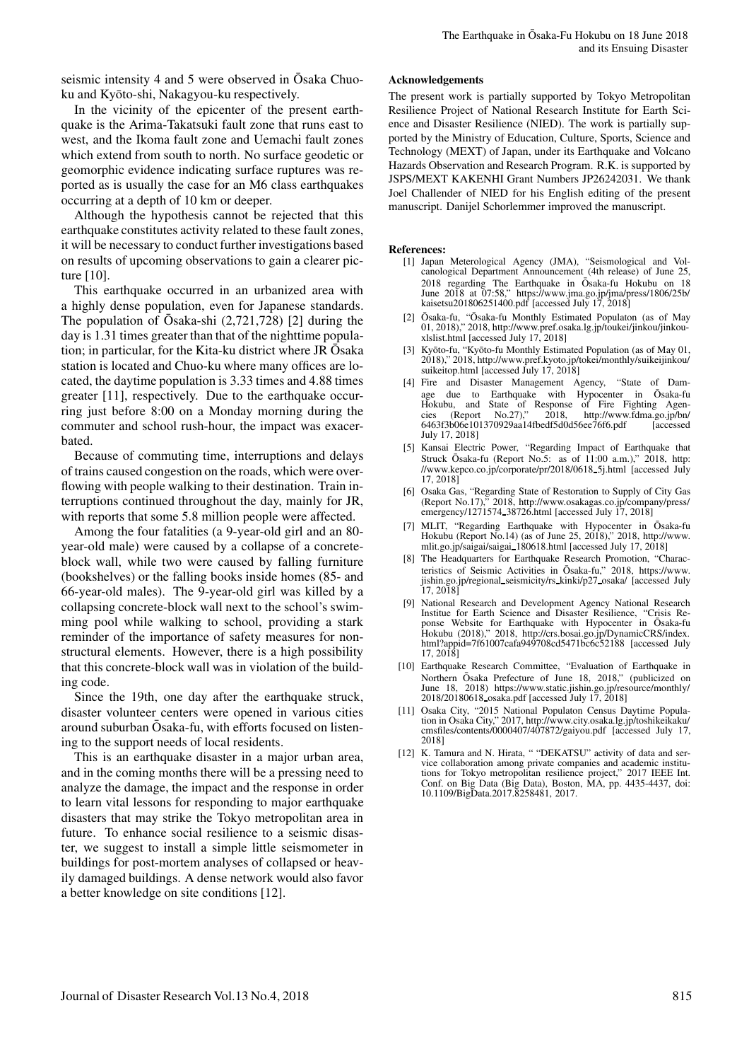seismic intensity 4 and 5 were observed in Ōsaka Chuo-ku and Kyōto-shi, Nakagyou-ku respectively.

In the vicinity of the epicenter of the present earthquake is the Arima-Takatsuki fault zone that runs east to west, and the Ikoma fault zone and Uemachi fault zones which extend from south to north. No surface geodetic or geomorphic evidence indicating surface ruptures was reported as is usually the case for an M6 class earthquakes occurring at a depth of 10 km or deeper.

Although the hypothesis cannot be rejected that this earthquake constitutes activity related to these fault zones, it will be necessary to conduct further investigations based on results of upcoming observations to gain a clearer picture [10].

This earthquake occurred in an urbanized area with a highly dense population, even for Japanese standards. The population of Ōsaka-shi (2,721,728) [2] during the day is 1.31 times greater than that of the nighttime population; in particular, for the Kita-ku district where JR Ōsaka station is located and Chuo-ku where many offices are located, the daytime population is 3.33 times and 4.88 times greater [11], respectively. Due to the earthquake occurring just before 8:00 on a Monday morning during the commuter and school rush-hour, the impact was exacerbated.

Because of commuting time, interruptions and delays of trains caused congestion on the roads, which were overflowing with people walking to their destination. Train interruptions continued throughout the day, mainly for JR, with reports that some 5.8 million people were affected.

Among the four fatalities (a 9-year-old girl and an 80-year-old male) were caused by a collapse of a concrete-block wall, while two were caused by falling furniture (bookshelves) or the falling books inside homes (85- and 66-year-old males). The 9-year-old girl was killed by a collapsing concrete-block wall next to the school's swimming pool while walking to school, providing a stark reminder of the importance of safety measures for nonstructural elements. However, there is a high possibility that this concrete-block wall was in violation of the building code.

Since the 19th, one day after the earthquake struck, disaster volunteer centers were opened in various cities around suburban Ōsaka-fu, with efforts focused on listening to the support needs of local residents.

This is an earthquake disaster in a major urban area, and in the coming months there will be a pressing need to analyze the damage, the impact and the response in order to learn vital lessons for responding to major earthquake disasters that may strike the Tokyo metropolitan area in future. To enhance social resilience to a seismic disaster, we suggest to install a simple little seismometer in buildings for post-mortem analyses of collapsed or heavily damaged buildings. A dense network would also favor a better knowledge on site conditions [12].

#### Acknowledgements

The present work is partially supported by Tokyo Metropolitan Resilience Project of National Research Institute for Earth Science and Disaster Resilience (NIED). The work is partially supported by the Ministry of Education, Culture, Sports, Science and Technology (MEXT) of Japan, under its Earthquake and Volcano Hazards Observation and Research Program. R.K. is supported by JSPS/MEXT KAKENHI Grant Numbers JP26242031. We thank Joel Challender of NIED for his English editing of the present manuscript. Danijel Schorlemmer improved the manuscript.

#### References:

[1] Japan Meterological Agency (JMA), "Seismological and Volcanological Department Announcement (4th release) of June 25, 2018 regarding The Earthquake in Ōsaka-fu Hokubu on 18 June 2018 at 07:58," https://www.jma.go.jp/jma/press/1806/25b/kaisetsu201806251400.pdf [accessed July 17, 2018]

[2] Ōsaka-fu, "Ōsaka-fu Monthly Estimated Populaton (as of May 01, 2018)," 2018, http://www.pref.osaka.lg.jp/toukei/jinkou/jinkou-xlslist.html [accessed July 17, 2018]

[3] Kyōto-fu, "Kyōto-fu Monthly Estimated Population (as of May 01, 2018)," 2018, http://www.pref.kyoto.jp/tokei/monthly/suikeijinkou/suikeitop.html [accessed July 17, 2018]

[4] Fire and Disaster Management Agency, "State of Damage due to Earthquake with Hypocenter in Ōsaka-fu Hokubu, and State of Response of Fire Fighting Agencies (Report No.27)," 2018, http://www.fdma.go.jp/bn/6463f3b06e101370929aa14fbedf5d0d56ee76f6.pdf [accessed July 17, 2018]

[5] Kansai Electric Power, "Regarding Impact of Earthquake that Struck Ōsaka-fu (Report No.5: as of 11:00 a.m.)," 2018, http://www.kepco.co.jp/corporate/pr/2018/0618_5j.html [accessed July 17, 2018]

[6] Osaka Gas, "Regarding State of Restoration to Supply of City Gas (Report No.17)," 2018, http://www.osakagas.co.jp/company/press/emergency/1271574_38726.html [accessed July 17, 2018]

[7] MLIT, "Regarding Earthquake with Hypocenter in Ōsaka-fu Hokubu (Report No.14) (as of June 25, 2018)," 2018, http://www.mlit.go.jp/saigai/saigai_180618.html [accessed July 17, 2018]

[8] The Headquarters for Earthquake Research Promotion, "Characteristics of Seismic Activities in Ōsaka-fu," 2018, https://www.jishin.go.jp/regional_seismicity/rs_kinki/p27_osaka/ [accessed July 17, 2018]

[9] National Research and Development Agency National Research Institue for Earth Science and Disaster Resilience, "Crisis Reponse Website for Earthquake with Hypocenter in Ōsaka-fu Hokubu (2018)," 2018, http://crs.bosai.go.jp/DynamicCRS/index.html?appid=7f61007cafa949708cd5471bc6c52188 [accessed July 17, 2018]

[10] Earthquake Research Committee, "Evaluation of Earthquake in Northern Ōsaka Prefecture of June 18, 2018," (publicized on June 18, 2018) https://www.static.jishin.go.jp/resource/monthly/2018/20180618_osaka.pdf [accessed July 17, 2018]

[11] Osaka City, "2015 National Populaton Census Daytime Population in Osaka City," 2017, http://www.city.osaka.lg.jp/toshikeikaku/cmsfiles/contents/0000407/407872/gaiyou.pdf [accessed July 17, 2018]

[12] K. Tamura and N. Hirata, " "DEKATSU" activity of data and service collaboration among private companies and academic institutions for Tokyo metropolitan resilience project," 2017 IEEE Int. Conf. on Big Data (Big Data), Boston, MA, pp. 4435-4437, doi: 10.1109/BigData.2017.8258481, 2017.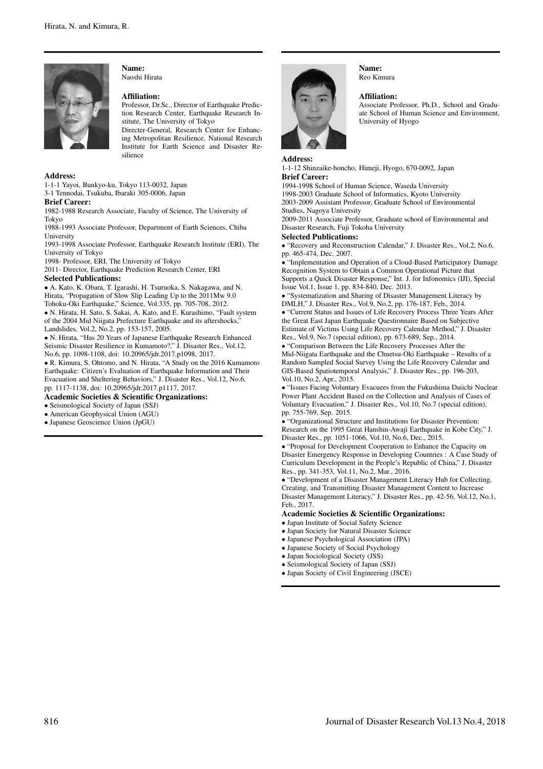**Name:**
Naoshi Hirata

**Affiliation:**
Professor, Dr.Sc., Director of Earthquake Prediction Research Center, Earthquake Research Institute, The University of Tokyo
Directer-General, Research Center for Enhancing Metropolitan Resilience, National Research Institute for Earth Science and Disaster Resilience

**Address:**
1-1-1 Yayoi, Bunkyo-ku, Tokyo 113-0032, Japan
3-1 Tennodai, Tsukuba, Ibaraki 305-0006, Japan

**Brief Career:**
1982-1988 Research Associate, Faculty of Science, The University of Tokyo
1988-1993 Associate Professor, Department of Earth Sciences, Chiba University
1993-1998 Associate Professor, Earthquake Research Institute (ERI), The University of Tokyo
1998- Professor, ERI, The University of Tokyo
2011- Director, Earthquake Prediction Research Center, ERI

**Selected Publications:**
- A. Kato, K. Obara, T. Igarashi, H. Tsuruoka, S. Nakagawa, and N. Hirata, "Propagation of Slow Slip Leading Up to the 2011Mw 9.0 Tohoku-Oki Earthquake," Science, Vol.335, pp. 705-708, 2012.
- N. Hirata, H. Sato, S. Sakai, A. Kato, and E. Kurashimo, "Fault system of the 2004 Mid Niigata Prefecture Earthquake and its aftershocks," Landslides, Vol.2, No.2, pp. 153-157, 2005.
- N. Hirata, "Has 20 Years of Japanese Earthquake Research Enhanced Seismic Disaster Resilience in Kumamoto?," J. Disaster Res., Vol.12, No.6, pp. 1098-1108, doi: 10.20965/jdr.2017.p1098, 2017.
- R. Kimura, S. Ohtomo, and N. Hirata, "A Study on the 2016 Kumamoto Earthquake: Citizen's Evaluation of Earthquake Information and Their Evacuation and Sheltering Behaviors," J. Disaster Res., Vol.12, No.6, pp. 1117-1138, doi: 10.20965/jdr.2017.p1117, 2017.

**Academic Societies & Scientific Organizations:**
- Seismological Society of Japan (SSJ)
- American Geophysical Union (AGU)
- Japanese Geoscience Union (JpGU)

---

**Name:**
Reo Kimura

**Affiliation:**
Associate Professor, Ph.D., School and Graduate School of Human Science and Environment, University of Hyogo

**Address:**
1-1-12 Shinzaike-honcho, Himeji, Hyogo, 670-0092, Japan

**Brief Career:**
1994-1998 School of Human Science, Waseda University
1998-2003 Graduate School of Informatics, Kyoto University
2003-2009 Assistant Professor, Graduate School of Environmental Studies, Nagoya University
2009-2011 Associate Professor, Graduate school of Environmental and Disaster Research, Fuji Tokoha University

**Selected Publications:**
- "Recovery and Reconstruction Calendar," J. Disaster Res., Vol.2, No.6, pp. 465-474, Dec. 2007.
- "Implementation and Operation of a Cloud-Based Participatory Damage Recognition System to Obtain a Common Operational Picture that Supports a Quick Disaster Response," Int. J. for Infonomics (IJI), Special Issue Vol.1, Issue 1, pp. 834-840, Dec. 2013.
- "Systematization and Sharing of Disaster Management Literacy by DMLH," J. Disaster Res., Vol.9, No.2, pp. 176-187, Feb., 2014.
- "Current Status and Issues of Life Recovery Process Three Years After the Great East Japan Earthquake Questionnaire Based on Subjective Estimate of Victims Using Life Recovery Calendar Method," J. Disaster Res., Vol.9, No.7 (special edition), pp. 673-689, Sep., 2014.
- "Comparison Between the Life Recovery Processes After the Mid-Niigata Earthquake and the Chuetsu-Oki Earthquake – Results of a Random Sampled Social Survey Using the Life Recovery Calendar and GIS-Based Spatiotemporal Analysis," J. Disaster Res., pp. 196-203, Vol.10, No.2, Apr., 2015.
- "Issues Facing Voluntary Evacuees from the Fukushima Daiichi Nuclear Power Plant Accident Based on the Collection and Analysis of Cases of Voluntary Evacuation," J. Disaster Res., Vol.10, No.7 (special edition), pp. 755-769, Sep. 2015.
- "Organizational Structure and Institutions for Disaster Prevention: Research on the 1995 Great Hanshin-Awaji Earthquake in Kobe City," J. Disaster Res., pp. 1051-1066, Vol.10, No.6, Dec., 2015.
- "Proposal for Development Cooperation to Enhance the Capacity on Disaster Emergency Response in Developing Countries : A Case Study of Curriculum Development in the People's Republic of China," J. Disaster Res., pp. 341-353, Vol.11, No.2, Mar., 2016.
- "Development of a Disaster Management Literacy Hub for Collecting, Creating, and Transmitting Disaster Management Content to Increase Disaster Management Literacy," J. Disaster Res., pp. 42-56, Vol.12, No.1, Feb., 2017.

**Academic Societies & Scientific Organizations:**
- Japan Institute of Social Safety Science
- Japan Society for Natural Disaster Science
- Japanese Psychological Association (JPA)
- Japanese Society of Social Psychology
- Japan Sociological Society (JSS)
- Seismological Society of Japan (SSJ)
- Japan Society of Civil Engineering (JSCE)